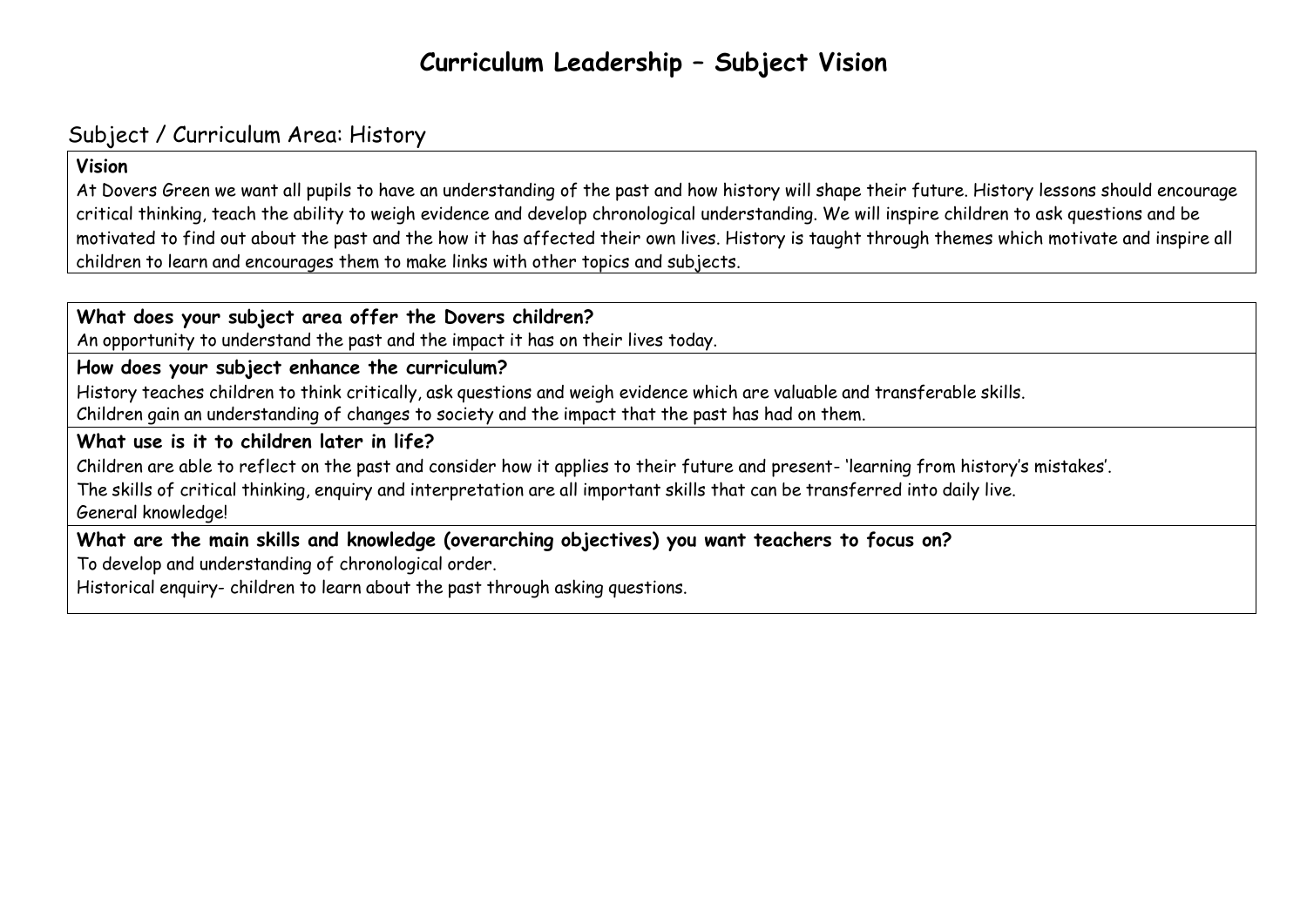# Curriculum Leadership – Subject Vision

## Subject / Curriculum Area: History

**Vision**

At Dovers Green we want all pupils to have an understanding of the past and how history will shape their future. History lessons should encourage critical thinking, teach the ability to weigh evidence and develop chronological understanding. We will inspire children to ask questions and be motivated to find out about the past and the how it has affected their own lives. History is taught through themes which motivate and inspire all children to learn and encourages them to make links with other topics and subjects.

**What does your subject area offer the Dovers children?**

An opportunity to understand the past and the impact it has on their lives today.

**How does your subject enhance the curriculum?**

History teaches children to think critically, ask questions and weigh evidence which are valuable and transferable skills.
Children gain an understanding of changes to society and the impact that the past has had on them.

**What use is it to children later in life?**

Children are able to reflect on the past and consider how it applies to their future and present- 'learning from history's mistakes'.
The skills of critical thinking, enquiry and interpretation are all important skills that can be transferred into daily live.
General knowledge!

**What are the main skills and knowledge (overarching objectives) you want teachers to focus on?**

To develop and understanding of chronological order.
Historical enquiry- children to learn about the past through asking questions.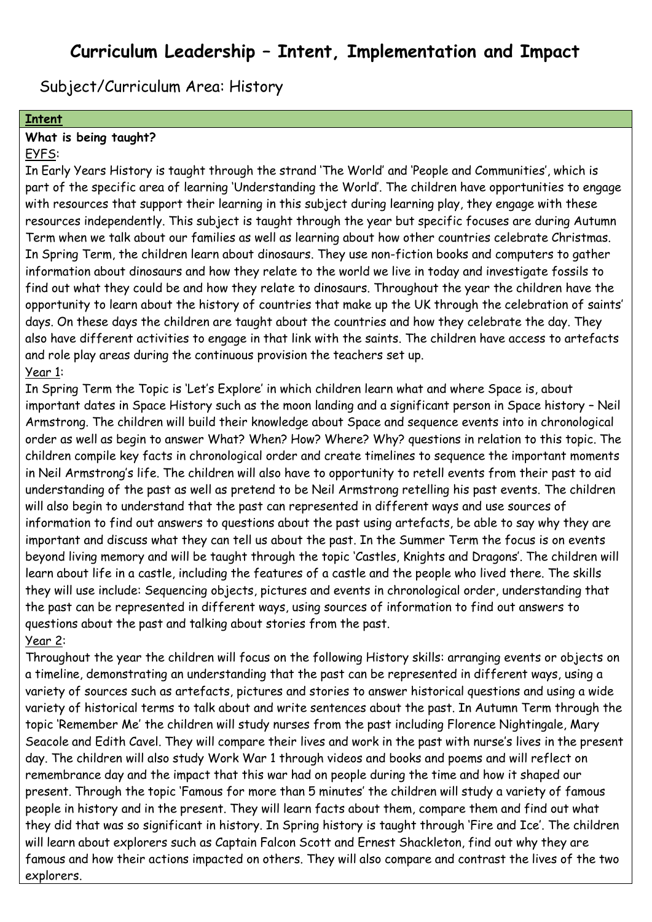# Curriculum Leadership – Intent, Implementation and Impact

## Subject/Curriculum Area: History

### Intent

**What is being taught?**

EYFS:

In Early Years History is taught through the strand 'The World' and 'People and Communities', which is part of the specific area of learning 'Understanding the World'. The children have opportunities to engage with resources that support their learning in this subject during learning play, they engage with these resources independently. This subject is taught through the year but specific focuses are during Autumn Term when we talk about our families as well as learning about how other countries celebrate Christmas. In Spring Term, the children learn about dinosaurs. They use non-fiction books and computers to gather information about dinosaurs and how they relate to the world we live in today and investigate fossils to find out what they could be and how they relate to dinosaurs. Throughout the year the children have the opportunity to learn about the history of countries that make up the UK through the celebration of saints' days. On these days the children are taught about the countries and how they celebrate the day. They also have different activities to engage in that link with the saints. The children have access to artefacts and role play areas during the continuous provision the teachers set up.

Year 1:

In Spring Term the Topic is 'Let's Explore' in which children learn what and where Space is, about important dates in Space History such as the moon landing and a significant person in Space history – Neil Armstrong. The children will build their knowledge about Space and sequence events into in chronological order as well as begin to answer What? When? How? Where? Why? questions in relation to this topic. The children compile key facts in chronological order and create timelines to sequence the important moments in Neil Armstrong's life. The children will also have to opportunity to retell events from their past to aid understanding of the past as well as pretend to be Neil Armstrong retelling his past events. The children will also begin to understand that the past can represented in different ways and use sources of information to find out answers to questions about the past using artefacts, be able to say why they are important and discuss what they can tell us about the past. In the Summer Term the focus is on events beyond living memory and will be taught through the topic 'Castles, Knights and Dragons'. The children will learn about life in a castle, including the features of a castle and the people who lived there. The skills they will use include: Sequencing objects, pictures and events in chronological order, understanding that the past can be represented in different ways, using sources of information to find out answers to questions about the past and talking about stories from the past.

Year 2:

Throughout the year the children will focus on the following History skills: arranging events or objects on a timeline, demonstrating an understanding that the past can be represented in different ways, using a variety of sources such as artefacts, pictures and stories to answer historical questions and using a wide variety of historical terms to talk about and write sentences about the past. In Autumn Term through the topic 'Remember Me' the children will study nurses from the past including Florence Nightingale, Mary Seacole and Edith Cavel. They will compare their lives and work in the past with nurse's lives in the present day. The children will also study Work War 1 through videos and books and poems and will reflect on remembrance day and the impact that this war had on people during the time and how it shaped our present. Through the topic 'Famous for more than 5 minutes' the children will study a variety of famous people in history and in the present. They will learn facts about them, compare them and find out what they did that was so significant in history. In Spring history is taught through 'Fire and Ice'. The children will learn about explorers such as Captain Falcon Scott and Ernest Shackleton, find out why they are famous and how their actions impacted on others. They will also compare and contrast the lives of the two explorers.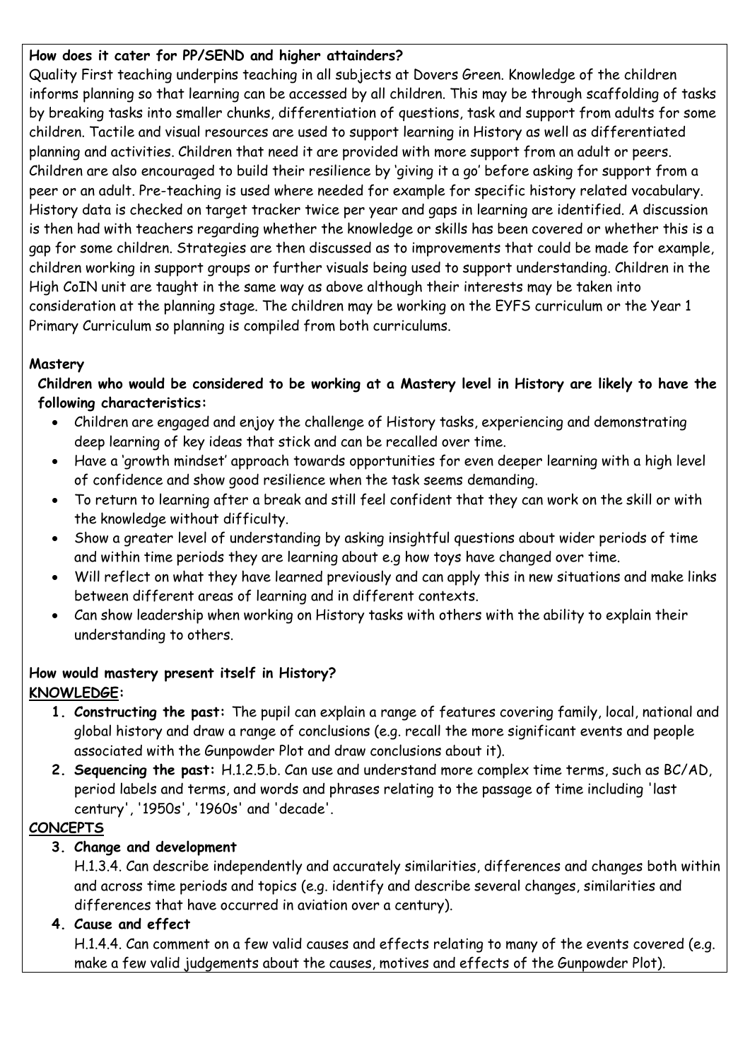**How does it cater for PP/SEND and higher attainders?**

Quality First teaching underpins teaching in all subjects at Dovers Green. Knowledge of the children informs planning so that learning can be accessed by all children. This may be through scaffolding of tasks by breaking tasks into smaller chunks, differentiation of questions, task and support from adults for some children. Tactile and visual resources are used to support learning in History as well as differentiated planning and activities. Children that need it are provided with more support from an adult or peers. Children are also encouraged to build their resilience by 'giving it a go' before asking for support from a peer or an adult. Pre-teaching is used where needed for example for specific history related vocabulary. History data is checked on target tracker twice per year and gaps in learning are identified. A discussion is then had with teachers regarding whether the knowledge or skills has been covered or whether this is a gap for some children. Strategies are then discussed as to improvements that could be made for example, children working in support groups or further visuals being used to support understanding. Children in the High CoIN unit are taught in the same way as above although their interests may be taken into consideration at the planning stage. The children may be working on the EYFS curriculum or the Year 1 Primary Curriculum so planning is compiled from both curriculums.

**Mastery**

**Children who would be considered to be working at a Mastery level in History are likely to have the following characteristics:**

- Children are engaged and enjoy the challenge of History tasks, experiencing and demonstrating deep learning of key ideas that stick and can be recalled over time.
- Have a 'growth mindset' approach towards opportunities for even deeper learning with a high level of confidence and show good resilience when the task seems demanding.
- To return to learning after a break and still feel confident that they can work on the skill or with the knowledge without difficulty.
- Show a greater level of understanding by asking insightful questions about wider periods of time and within time periods they are learning about e.g how toys have changed over time.
- Will reflect on what they have learned previously and can apply this in new situations and make links between different areas of learning and in different contexts.
- Can show leadership when working on History tasks with others with the ability to explain their understanding to others.

**How would mastery present itself in History?**

**KNOWLEDGE:**

1. **Constructing the past:** The pupil can explain a range of features covering family, local, national and global history and draw a range of conclusions (e.g. recall the more significant events and people associated with the Gunpowder Plot and draw conclusions about it).
2. **Sequencing the past:** H.1.2.5.b. Can use and understand more complex time terms, such as BC/AD, period labels and terms, and words and phrases relating to the passage of time including 'last century', '1950s', '1960s' and 'decade'.

**CONCEPTS**

3. **Change and development**

   H.1.3.4. Can describe independently and accurately similarities, differences and changes both within and across time periods and topics (e.g. identify and describe several changes, similarities and differences that have occurred in aviation over a century).

4. **Cause and effect**

   H.1.4.4. Can comment on a few valid causes and effects relating to many of the events covered (e.g. make a few valid judgements about the causes, motives and effects of the Gunpowder Plot).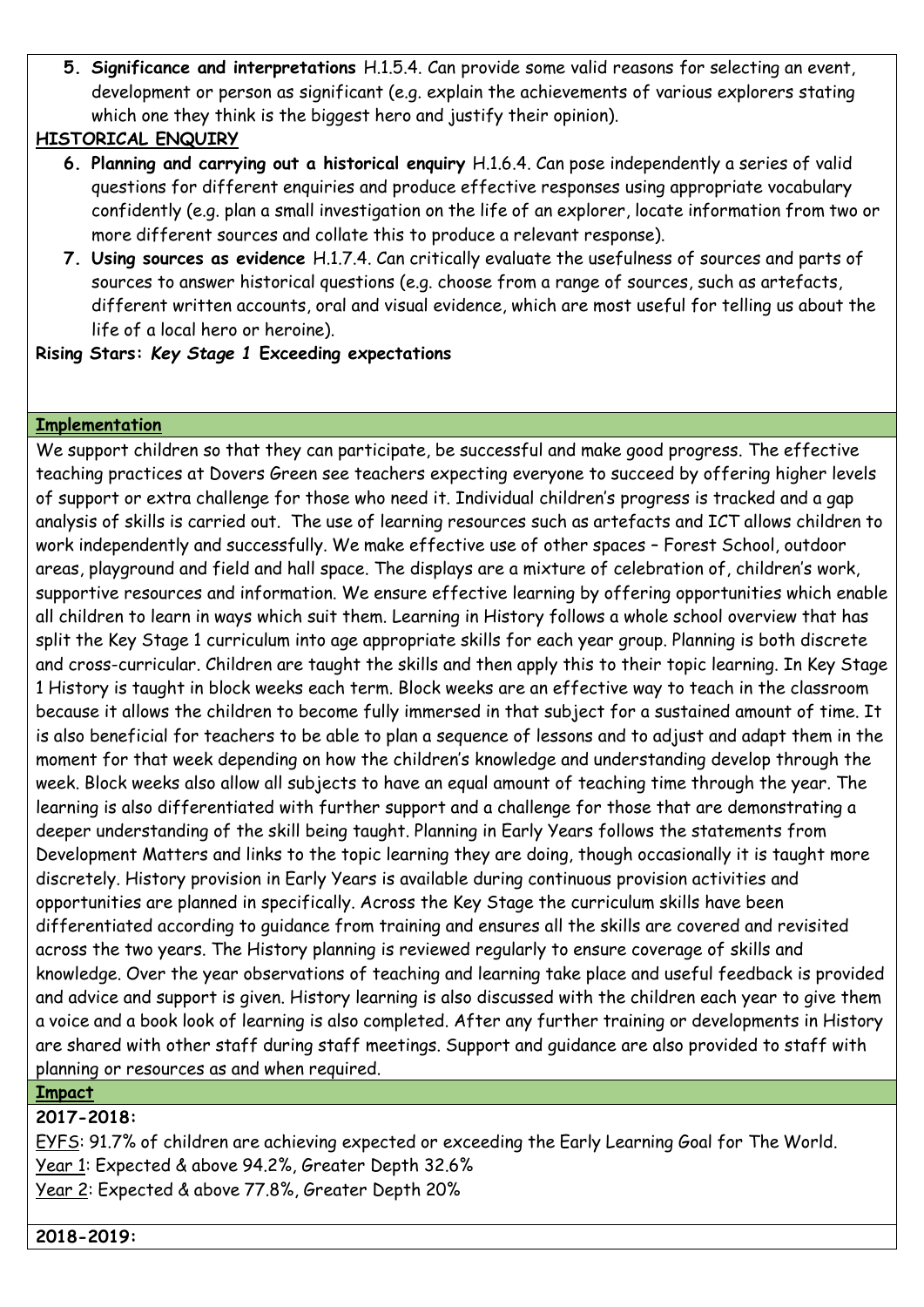5. **Significance and interpretations** H.1.5.4. Can provide some valid reasons for selecting an event, development or person as significant (e.g. explain the achievements of various explorers stating which one they think is the biggest hero and justify their opinion).

**HISTORICAL ENQUIRY**

6. **Planning and carrying out a historical enquiry** H.1.6.4. Can pose independently a series of valid questions for different enquiries and produce effective responses using appropriate vocabulary confidently (e.g. plan a small investigation on the life of an explorer, locate information from two or more different sources and collate this to produce a relevant response).
7. **Using sources as evidence** H.1.7.4. Can critically evaluate the usefulness of sources and parts of sources to answer historical questions (e.g. choose from a range of sources, such as artefacts, different written accounts, oral and visual evidence, which are most useful for telling us about the life of a local hero or heroine).

**Rising Stars: *Key Stage 1* Exceeding expectations**

## Implementation

We support children so that they can participate, be successful and make good progress. The effective teaching practices at Dovers Green see teachers expecting everyone to succeed by offering higher levels of support or extra challenge for those who need it. Individual children's progress is tracked and a gap analysis of skills is carried out. The use of learning resources such as artefacts and ICT allows children to work independently and successfully. We make effective use of other spaces – Forest School, outdoor areas, playground and field and hall space. The displays are a mixture of celebration of, children's work, supportive resources and information. We ensure effective learning by offering opportunities which enable all children to learn in ways which suit them. Learning in History follows a whole school overview that has split the Key Stage 1 curriculum into age appropriate skills for each year group. Planning is both discrete and cross-curricular. Children are taught the skills and then apply this to their topic learning. In Key Stage 1 History is taught in block weeks each term. Block weeks are an effective way to teach in the classroom because it allows the children to become fully immersed in that subject for a sustained amount of time. It is also beneficial for teachers to be able to plan a sequence of lessons and to adjust and adapt them in the moment for that week depending on how the children's knowledge and understanding develop through the week. Block weeks also allow all subjects to have an equal amount of teaching time through the year. The learning is also differentiated with further support and a challenge for those that are demonstrating a deeper understanding of the skill being taught. Planning in Early Years follows the statements from Development Matters and links to the topic learning they are doing, though occasionally it is taught more discretely. History provision in Early Years is available during continuous provision activities and opportunities are planned in specifically. Across the Key Stage the curriculum skills have been differentiated according to guidance from training and ensures all the skills are covered and revisited across the two years. The History planning is reviewed regularly to ensure coverage of skills and knowledge. Over the year observations of teaching and learning take place and useful feedback is provided and advice and support is given. History learning is also discussed with the children each year to give them a voice and a book look of learning is also completed. After any further training or developments in History are shared with other staff during staff meetings. Support and guidance are also provided to staff with planning or resources as and when required.

## Impact

**2017-2018:**

EYFS: 91.7% of children are achieving expected or exceeding the Early Learning Goal for The World.
Year 1: Expected & above 94.2%, Greater Depth 32.6%
Year 2: Expected & above 77.8%, Greater Depth 20%

**2018-2019:**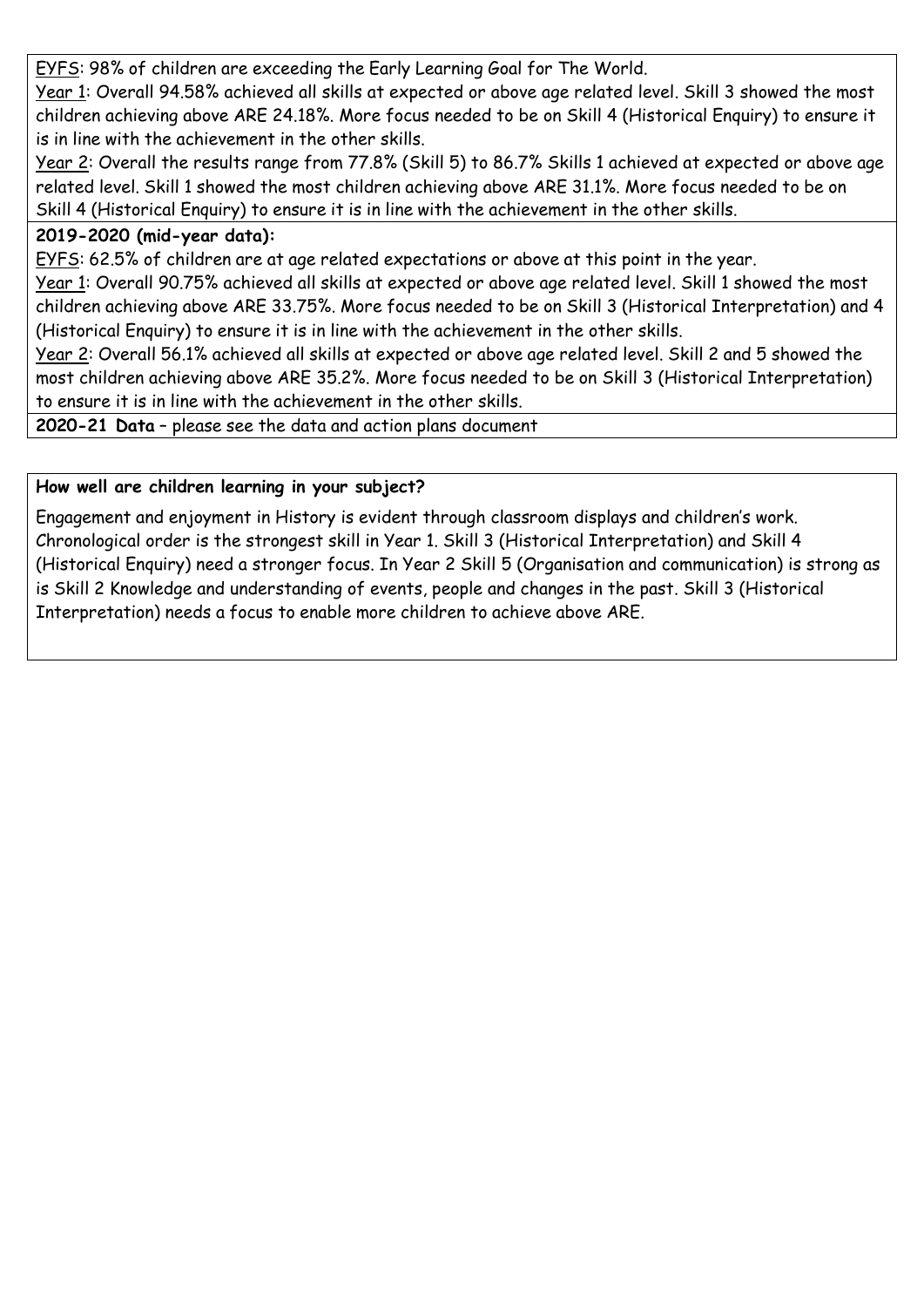EYFS: 98% of children are exceeding the Early Learning Goal for The World.

Year 1: Overall 94.58% achieved all skills at expected or above age related level. Skill 3 showed the most children achieving above ARE 24.18%. More focus needed to be on Skill 4 (Historical Enquiry) to ensure it is in line with the achievement in the other skills.

Year 2: Overall the results range from 77.8% (Skill 5) to 86.7% Skills 1 achieved at expected or above age related level. Skill 1 showed the most children achieving above ARE 31.1%. More focus needed to be on Skill 4 (Historical Enquiry) to ensure it is in line with the achievement in the other skills.

**2019-2020 (mid-year data):**

EYFS: 62.5% of children are at age related expectations or above at this point in the year.

Year 1: Overall 90.75% achieved all skills at expected or above age related level. Skill 1 showed the most children achieving above ARE 33.75%. More focus needed to be on Skill 3 (Historical Interpretation) and 4 (Historical Enquiry) to ensure it is in line with the achievement in the other skills.

Year 2: Overall 56.1% achieved all skills at expected or above age related level. Skill 2 and 5 showed the most children achieving above ARE 35.2%. More focus needed to be on Skill 3 (Historical Interpretation) to ensure it is in line with the achievement in the other skills.

**2020-21 Data** – please see the data and action plans document

**How well are children learning in your subject?**

Engagement and enjoyment in History is evident through classroom displays and children's work. Chronological order is the strongest skill in Year 1. Skill 3 (Historical Interpretation) and Skill 4 (Historical Enquiry) need a stronger focus. In Year 2 Skill 5 (Organisation and communication) is strong as is Skill 2 Knowledge and understanding of events, people and changes in the past. Skill 3 (Historical Interpretation) needs a focus to enable more children to achieve above ARE.